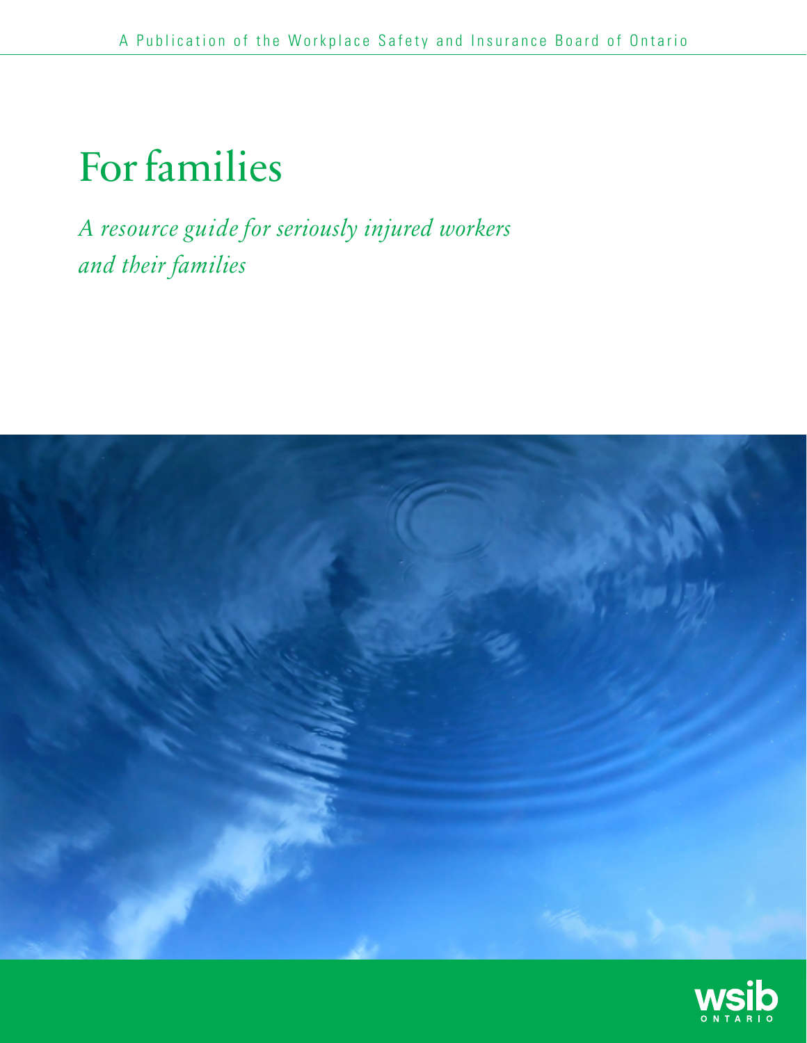A Publication of the Workplace Safety and Insurance Board of Ontario

# For families

*A resource guide for seriously injured workers and their families*

wsib ONTARIO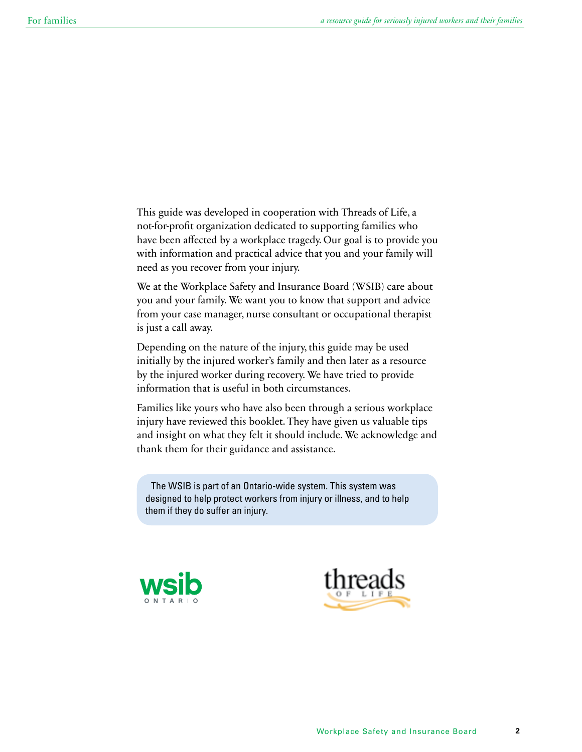This guide was developed in cooperation with Threads of Life, a not-for-profit organization dedicated to supporting families who have been affected by a workplace tragedy. Our goal is to provide you with information and practical advice that you and your family will need as you recover from your injury.

We at the Workplace Safety and Insurance Board (WSIB) care about you and your family. We want you to know that support and advice from your case manager, nurse consultant or occupational therapist is just a call away.

Depending on the nature of the injury, this guide may be used initially by the injured worker's family and then later as a resource by the injured worker during recovery. We have tried to provide information that is useful in both circumstances.

Families like yours who have also been through a serious workplace injury have reviewed this booklet. They have given us valuable tips and insight on what they felt it should include. We acknowledge and thank them for their guidance and assistance.

The WSIB is part of an Ontario-wide system. This system was designed to help protect workers from injury or illness, and to help them if they do suffer an injury.

wsib ONTARIO

threads OF LIFE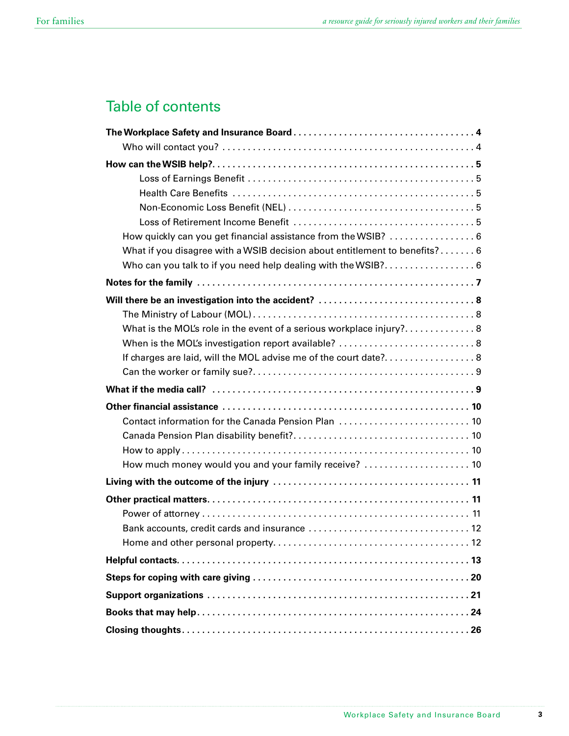# Table of contents

**The Workplace Safety and Insurance Board . . . . . . . . . . 4**

- Who will contact you? . . . . . . . . . . 4

**How can the WSIB help? . . . . . . . . . . 5**

  - Loss of Earnings Benefit . . . . . . . . . . 5
  - Health Care Benefits . . . . . . . . . . 5
  - Non-Economic Loss Benefit (NEL) . . . . . . . . . . 5
  - Loss of Retirement Income Benefit . . . . . . . . . . 5
- How quickly can you get financial assistance from the WSIB? . . . . . . . . . . 6
- What if you disagree with a WSIB decision about entitlement to benefits? . . . . . . . . . . 6
- Who can you talk to if you need help dealing with the WSIB? . . . . . . . . . . 6

**Notes for the family . . . . . . . . . . 7**

**Will there be an investigation into the accident? . . . . . . . . . . 8**

- The Ministry of Labour (MOL) . . . . . . . . . . 8
- What is the MOL's role in the event of a serious workplace injury? . . . . . . . . . . 8
- When is the MOL's investigation report available? . . . . . . . . . . 8
- If charges are laid, will the MOL advise me of the court date? . . . . . . . . . . 8
- Can the worker or family sue? . . . . . . . . . . 9

**What if the media call? . . . . . . . . . . 9**

**Other financial assistance . . . . . . . . . . 10**

- Contact information for the Canada Pension Plan . . . . . . . . . . 10
- Canada Pension Plan disability benefit? . . . . . . . . . . 10
- How to apply . . . . . . . . . . 10
- How much money would you and your family receive? . . . . . . . . . . 10

**Living with the outcome of the injury . . . . . . . . . . 11**

**Other practical matters . . . . . . . . . . 11**

- Power of attorney . . . . . . . . . . 11
- Bank accounts, credit cards and insurance . . . . . . . . . . 12
- Home and other personal property . . . . . . . . . . 12

**Helpful contacts . . . . . . . . . . 13**

**Steps for coping with care giving . . . . . . . . . . 20**

**Support organizations . . . . . . . . . . 21**

**Books that may help . . . . . . . . . . 24**

**Closing thoughts . . . . . . . . . . 26**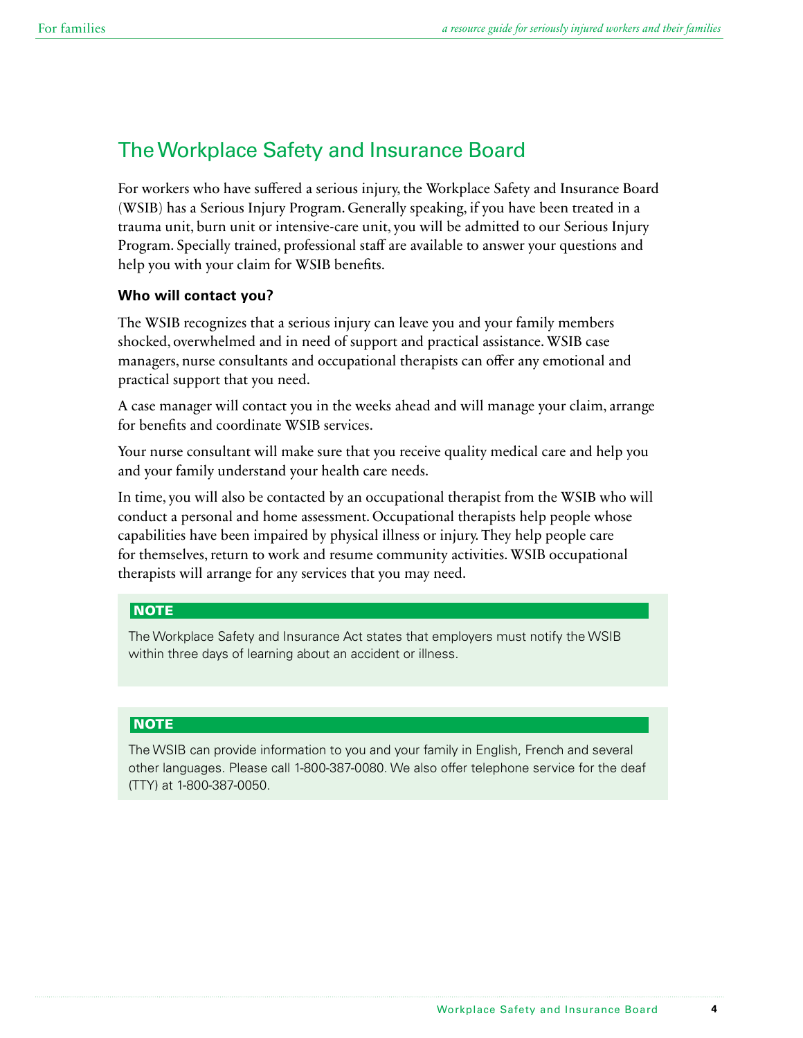## The Workplace Safety and Insurance Board

For workers who have suffered a serious injury, the Workplace Safety and Insurance Board (WSIB) has a Serious Injury Program. Generally speaking, if you have been treated in a trauma unit, burn unit or intensive-care unit, you will be admitted to our Serious Injury Program. Specially trained, professional staff are available to answer your questions and help you with your claim for WSIB benefits.

### Who will contact you?

The WSIB recognizes that a serious injury can leave you and your family members shocked, overwhelmed and in need of support and practical assistance. WSIB case managers, nurse consultants and occupational therapists can offer any emotional and practical support that you need.

A case manager will contact you in the weeks ahead and will manage your claim, arrange for benefits and coordinate WSIB services.

Your nurse consultant will make sure that you receive quality medical care and help you and your family understand your health care needs.

In time, you will also be contacted by an occupational therapist from the WSIB who will conduct a personal and home assessment. Occupational therapists help people whose capabilities have been impaired by physical illness or injury. They help people care for themselves, return to work and resume community activities. WSIB occupational therapists will arrange for any services that you may need.

**NOTE**

The Workplace Safety and Insurance Act states that employers must notify the WSIB within three days of learning about an accident or illness.

**NOTE**

The WSIB can provide information to you and your family in English, French and several other languages. Please call 1-800-387-0080. We also offer telephone service for the deaf (TTY) at 1-800-387-0050.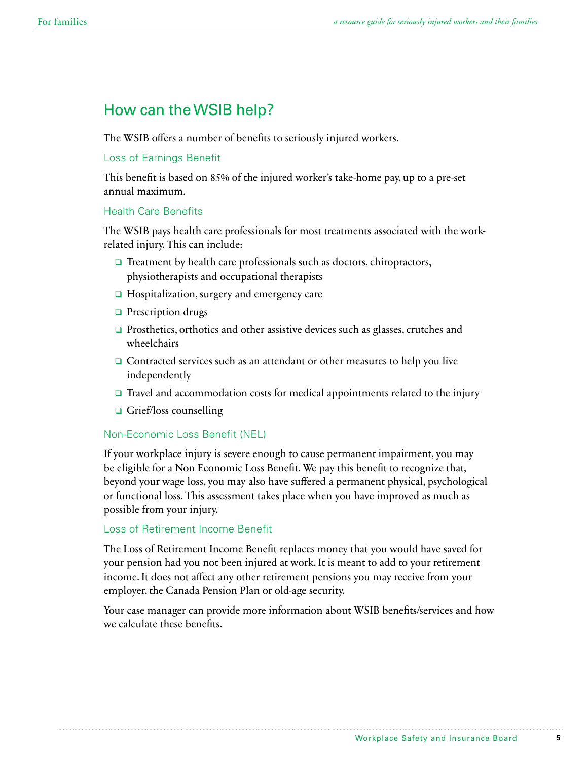## How can the WSIB help?

The WSIB offers a number of benefits to seriously injured workers.

### Loss of Earnings Benefit

This benefit is based on 85% of the injured worker's take-home pay, up to a pre-set annual maximum.

### Health Care Benefits

The WSIB pays health care professionals for most treatments associated with the work-related injury. This can include:

- Treatment by health care professionals such as doctors, chiropractors, physiotherapists and occupational therapists
- Hospitalization, surgery and emergency care
- Prescription drugs
- Prosthetics, orthotics and other assistive devices such as glasses, crutches and wheelchairs
- Contracted services such as an attendant or other measures to help you live independently
- Travel and accommodation costs for medical appointments related to the injury
- Grief/loss counselling

### Non-Economic Loss Benefit (NEL)

If your workplace injury is severe enough to cause permanent impairment, you may be eligible for a Non Economic Loss Benefit. We pay this benefit to recognize that, beyond your wage loss, you may also have suffered a permanent physical, psychological or functional loss. This assessment takes place when you have improved as much as possible from your injury.

### Loss of Retirement Income Benefit

The Loss of Retirement Income Benefit replaces money that you would have saved for your pension had you not been injured at work. It is meant to add to your retirement income. It does not affect any other retirement pensions you may receive from your employer, the Canada Pension Plan or old-age security.

Your case manager can provide more information about WSIB benefits/services and how we calculate these benefits.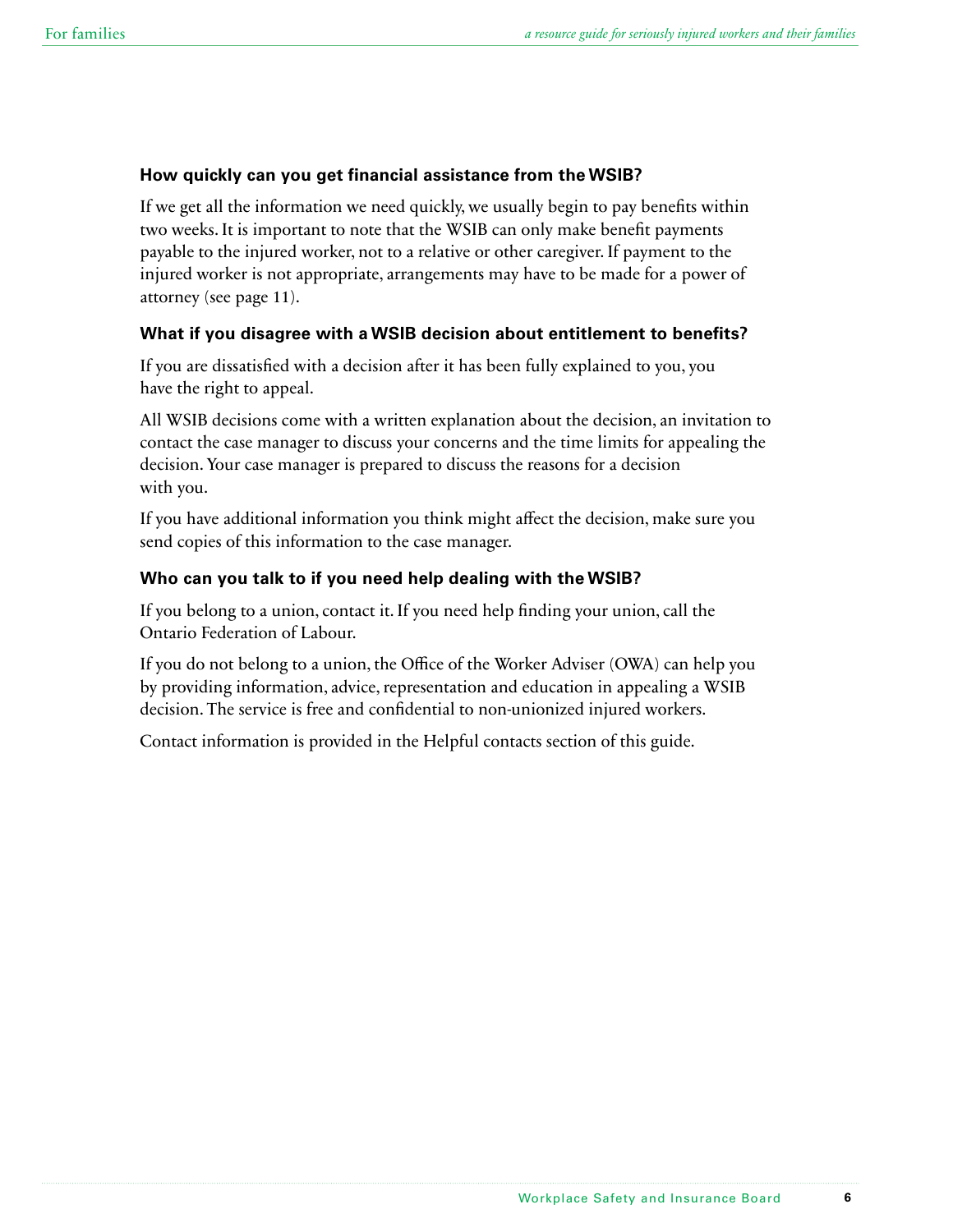### How quickly can you get financial assistance from the WSIB?

If we get all the information we need quickly, we usually begin to pay benefits within two weeks. It is important to note that the WSIB can only make benefit payments payable to the injured worker, not to a relative or other caregiver. If payment to the injured worker is not appropriate, arrangements may have to be made for a power of attorney (see page 11).

### What if you disagree with a WSIB decision about entitlement to benefits?

If you are dissatisfied with a decision after it has been fully explained to you, you have the right to appeal.

All WSIB decisions come with a written explanation about the decision, an invitation to contact the case manager to discuss your concerns and the time limits for appealing the decision. Your case manager is prepared to discuss the reasons for a decision with you.

If you have additional information you think might affect the decision, make sure you send copies of this information to the case manager.

### Who can you talk to if you need help dealing with the WSIB?

If you belong to a union, contact it. If you need help finding your union, call the Ontario Federation of Labour.

If you do not belong to a union, the Office of the Worker Adviser (OWA) can help you by providing information, advice, representation and education in appealing a WSIB decision. The service is free and confidential to non-unionized injured workers.

Contact information is provided in the Helpful contacts section of this guide.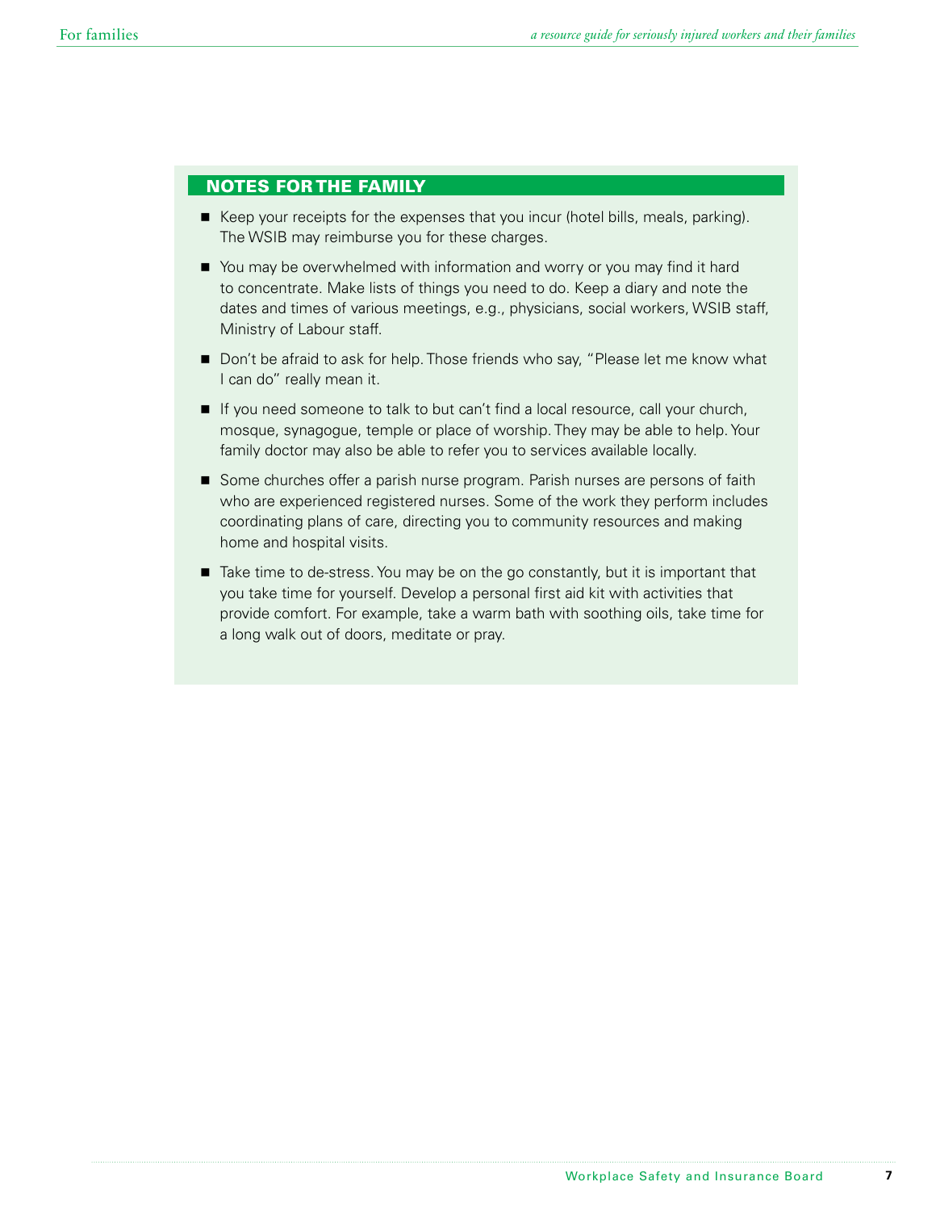## NOTES FOR THE FAMILY

- Keep your receipts for the expenses that you incur (hotel bills, meals, parking). The WSIB may reimburse you for these charges.
- You may be overwhelmed with information and worry or you may find it hard to concentrate. Make lists of things you need to do. Keep a diary and note the dates and times of various meetings, e.g., physicians, social workers, WSIB staff, Ministry of Labour staff.
- Don't be afraid to ask for help. Those friends who say, "Please let me know what I can do" really mean it.
- If you need someone to talk to but can't find a local resource, call your church, mosque, synagogue, temple or place of worship. They may be able to help. Your family doctor may also be able to refer you to services available locally.
- Some churches offer a parish nurse program. Parish nurses are persons of faith who are experienced registered nurses. Some of the work they perform includes coordinating plans of care, directing you to community resources and making home and hospital visits.
- Take time to de-stress. You may be on the go constantly, but it is important that you take time for yourself. Develop a personal first aid kit with activities that provide comfort. For example, take a warm bath with soothing oils, take time for a long walk out of doors, meditate or pray.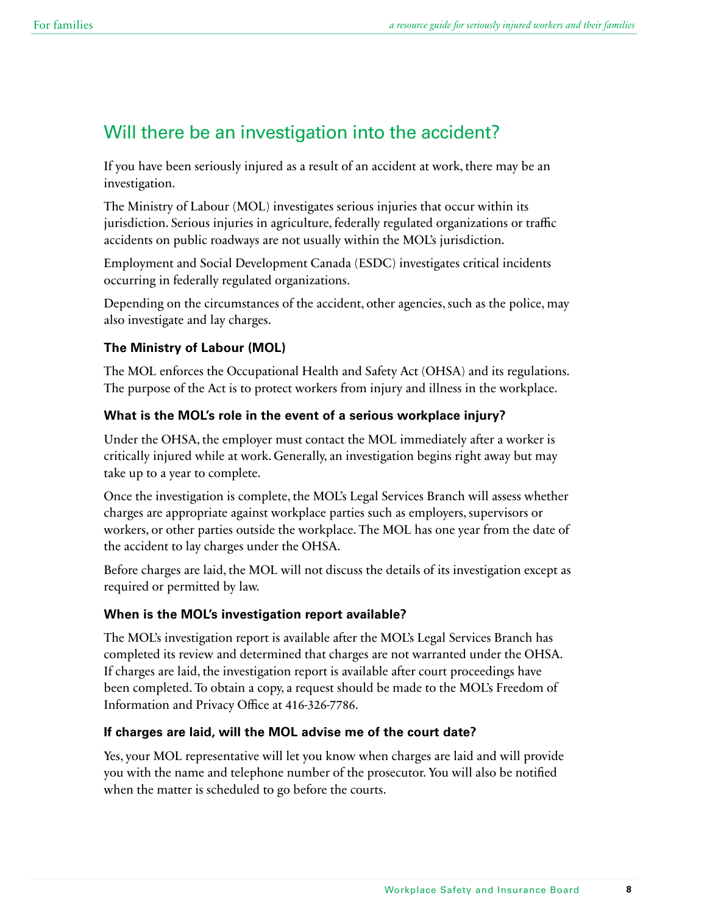## Will there be an investigation into the accident?

If you have been seriously injured as a result of an accident at work, there may be an investigation.

The Ministry of Labour (MOL) investigates serious injuries that occur within its jurisdiction. Serious injuries in agriculture, federally regulated organizations or traffic accidents on public roadways are not usually within the MOL's jurisdiction.

Employment and Social Development Canada (ESDC) investigates critical incidents occurring in federally regulated organizations.

Depending on the circumstances of the accident, other agencies, such as the police, may also investigate and lay charges.

### The Ministry of Labour (MOL)

The MOL enforces the Occupational Health and Safety Act (OHSA) and its regulations. The purpose of the Act is to protect workers from injury and illness in the workplace.

### What is the MOL's role in the event of a serious workplace injury?

Under the OHSA, the employer must contact the MOL immediately after a worker is critically injured while at work. Generally, an investigation begins right away but may take up to a year to complete.

Once the investigation is complete, the MOL's Legal Services Branch will assess whether charges are appropriate against workplace parties such as employers, supervisors or workers, or other parties outside the workplace. The MOL has one year from the date of the accident to lay charges under the OHSA.

Before charges are laid, the MOL will not discuss the details of its investigation except as required or permitted by law.

### When is the MOL's investigation report available?

The MOL's investigation report is available after the MOL's Legal Services Branch has completed its review and determined that charges are not warranted under the OHSA. If charges are laid, the investigation report is available after court proceedings have been completed. To obtain a copy, a request should be made to the MOL's Freedom of Information and Privacy Office at 416-326-7786.

### If charges are laid, will the MOL advise me of the court date?

Yes, your MOL representative will let you know when charges are laid and will provide you with the name and telephone number of the prosecutor. You will also be notified when the matter is scheduled to go before the courts.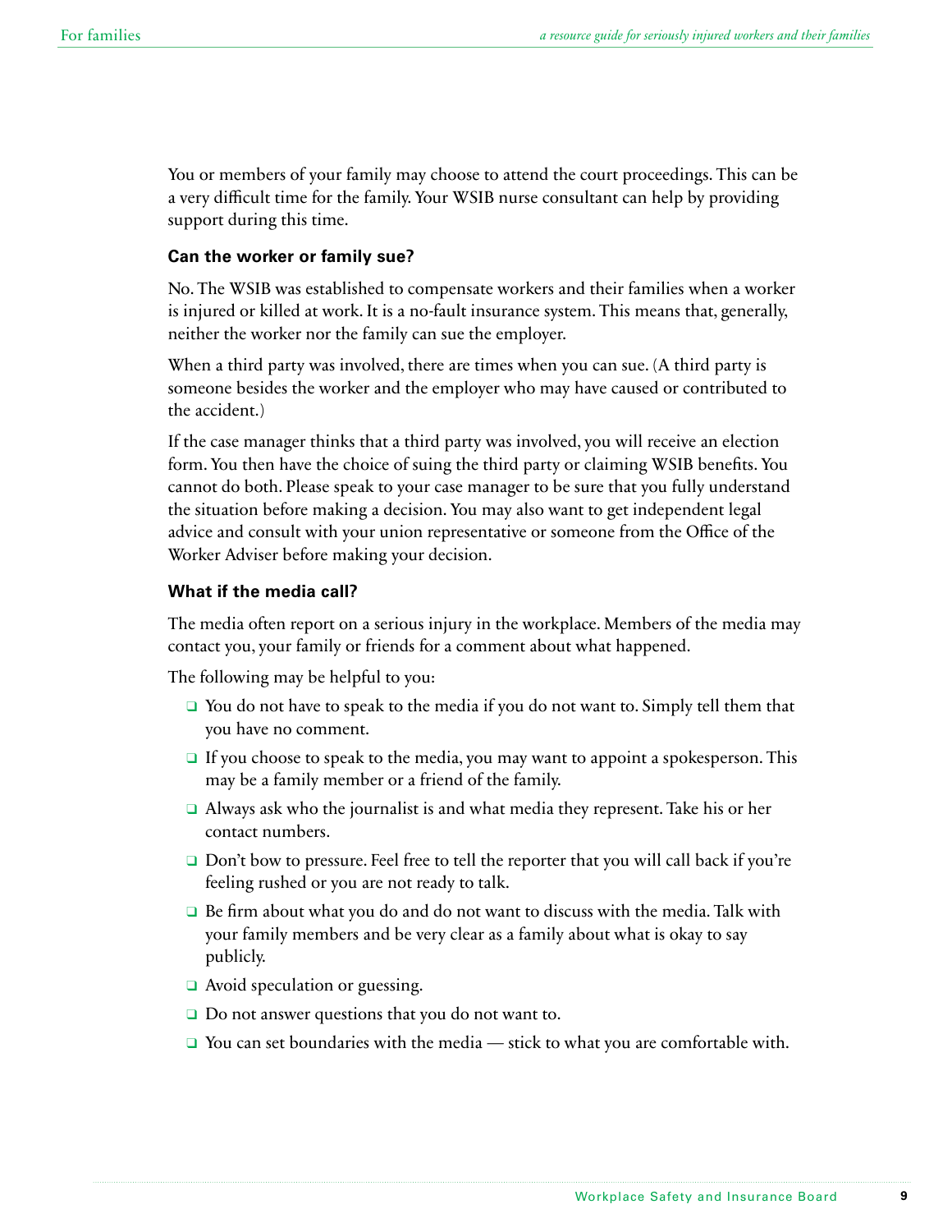You or members of your family may choose to attend the court proceedings. This can be a very difficult time for the family. Your WSIB nurse consultant can help by providing support during this time.

### Can the worker or family sue?

No. The WSIB was established to compensate workers and their families when a worker is injured or killed at work. It is a no-fault insurance system. This means that, generally, neither the worker nor the family can sue the employer.

When a third party was involved, there are times when you can sue. (A third party is someone besides the worker and the employer who may have caused or contributed to the accident.)

If the case manager thinks that a third party was involved, you will receive an election form. You then have the choice of suing the third party or claiming WSIB benefits. You cannot do both. Please speak to your case manager to be sure that you fully understand the situation before making a decision. You may also want to get independent legal advice and consult with your union representative or someone from the Office of the Worker Adviser before making your decision.

### What if the media call?

The media often report on a serious injury in the workplace. Members of the media may contact you, your family or friends for a comment about what happened.

The following may be helpful to you:

- You do not have to speak to the media if you do not want to. Simply tell them that you have no comment.
- If you choose to speak to the media, you may want to appoint a spokesperson. This may be a family member or a friend of the family.
- Always ask who the journalist is and what media they represent. Take his or her contact numbers.
- Don't bow to pressure. Feel free to tell the reporter that you will call back if you're feeling rushed or you are not ready to talk.
- Be firm about what you do and do not want to discuss with the media. Talk with your family members and be very clear as a family about what is okay to say publicly.
- Avoid speculation or guessing.
- Do not answer questions that you do not want to.
- You can set boundaries with the media — stick to what you are comfortable with.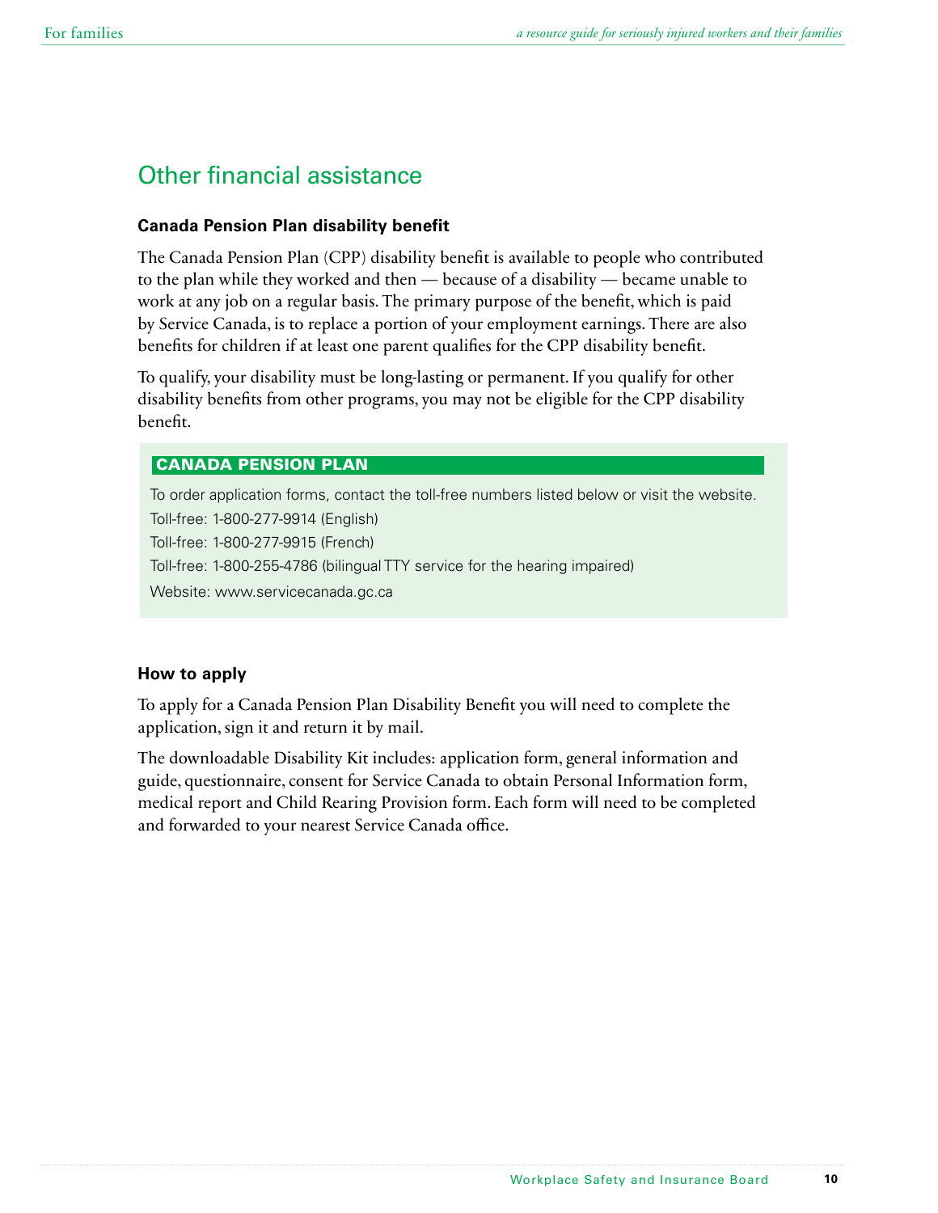## Other financial assistance

### Canada Pension Plan disability benefit

The Canada Pension Plan (CPP) disability benefit is available to people who contributed to the plan while they worked and then — because of a disability — became unable to work at any job on a regular basis. The primary purpose of the benefit, which is paid by Service Canada, is to replace a portion of your employment earnings. There are also benefits for children if at least one parent qualifies for the CPP disability benefit.

To qualify, your disability must be long-lasting or permanent. If you qualify for other disability benefits from other programs, you may not be eligible for the CPP disability benefit.

**CANADA PENSION PLAN**

To order application forms, contact the toll-free numbers listed below or visit the website.

Toll-free: 1-800-277-9914 (English)

Toll-free: 1-800-277-9915 (French)

Toll-free: 1-800-255-4786 (bilingual TTY service for the hearing impaired)

Website: www.servicecanada.gc.ca

### How to apply

To apply for a Canada Pension Plan Disability Benefit you will need to complete the application, sign it and return it by mail.

The downloadable Disability Kit includes: application form, general information and guide, questionnaire, consent for Service Canada to obtain Personal Information form, medical report and Child Rearing Provision form. Each form will need to be completed and forwarded to your nearest Service Canada office.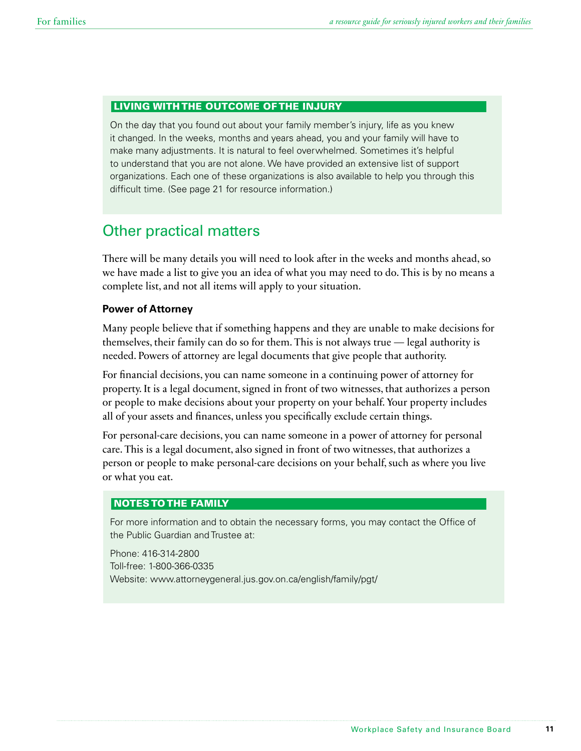### LIVING WITH THE OUTCOME OF THE INJURY

On the day that you found out about your family member's injury, life as you knew it changed. In the weeks, months and years ahead, you and your family will have to make many adjustments. It is natural to feel overwhelmed. Sometimes it's helpful to understand that you are not alone. We have provided an extensive list of support organizations. Each one of these organizations is also available to help you through this difficult time. (See page 21 for resource information.)

## Other practical matters

There will be many details you will need to look after in the weeks and months ahead, so we have made a list to give you an idea of what you may need to do. This is by no means a complete list, and not all items will apply to your situation.

### Power of Attorney

Many people believe that if something happens and they are unable to make decisions for themselves, their family can do so for them. This is not always true — legal authority is needed. Powers of attorney are legal documents that give people that authority.

For financial decisions, you can name someone in a continuing power of attorney for property. It is a legal document, signed in front of two witnesses, that authorizes a person or people to make decisions about your property on your behalf. Your property includes all of your assets and finances, unless you specifically exclude certain things.

For personal-care decisions, you can name someone in a power of attorney for personal care. This is a legal document, also signed in front of two witnesses, that authorizes a person or people to make personal-care decisions on your behalf, such as where you live or what you eat.

### NOTES TO THE FAMILY

For more information and to obtain the necessary forms, you may contact the Office of the Public Guardian and Trustee at:

Phone: 416-314-2800
Toll-free: 1-800-366-0335
Website: www.attorneygeneral.jus.gov.on.ca/english/family/pgt/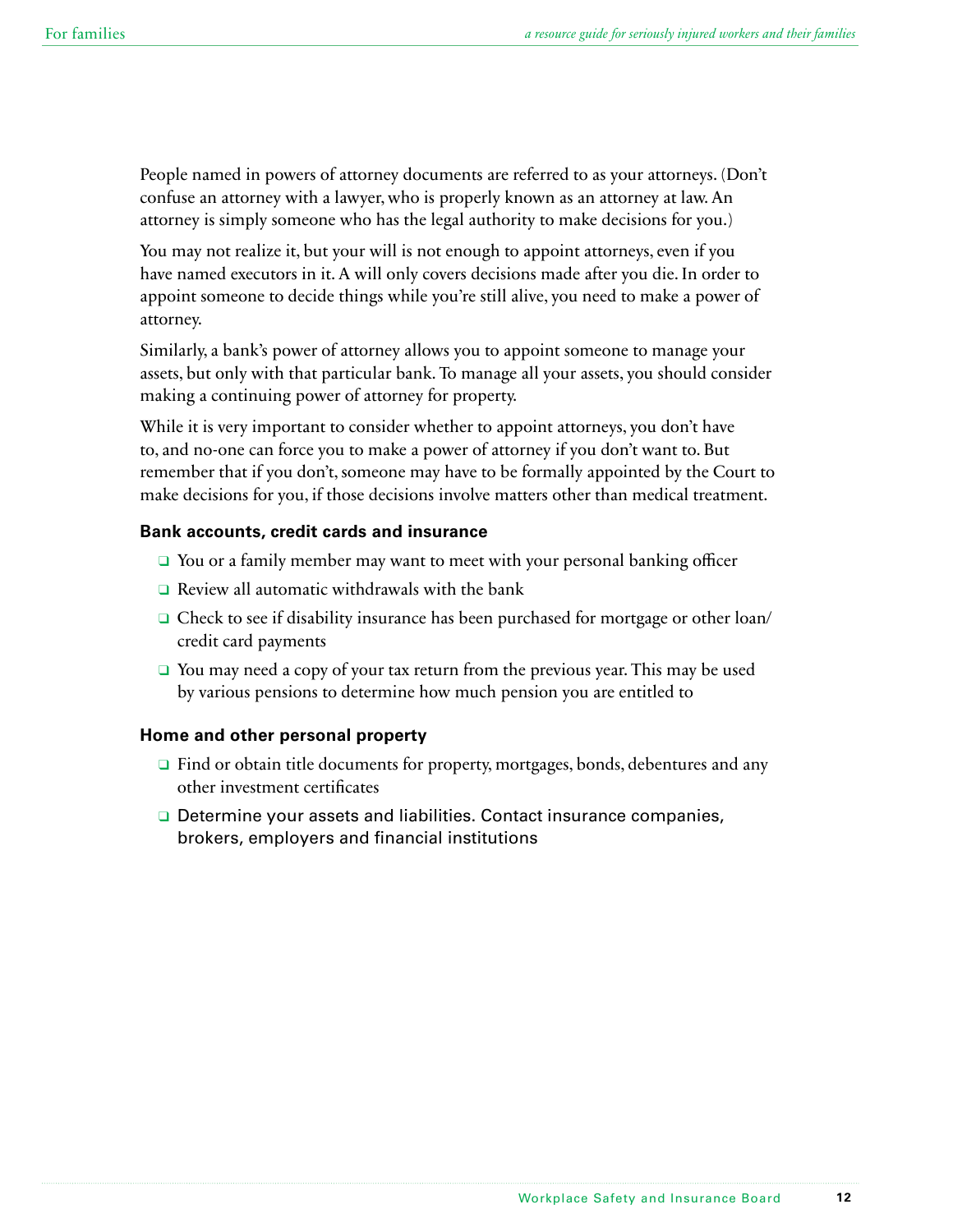People named in powers of attorney documents are referred to as your attorneys. (Don't confuse an attorney with a lawyer, who is properly known as an attorney at law. An attorney is simply someone who has the legal authority to make decisions for you.)

You may not realize it, but your will is not enough to appoint attorneys, even if you have named executors in it. A will only covers decisions made after you die. In order to appoint someone to decide things while you're still alive, you need to make a power of attorney.

Similarly, a bank's power of attorney allows you to appoint someone to manage your assets, but only with that particular bank. To manage all your assets, you should consider making a continuing power of attorney for property.

While it is very important to consider whether to appoint attorneys, you don't have to, and no-one can force you to make a power of attorney if you don't want to. But remember that if you don't, someone may have to be formally appointed by the Court to make decisions for you, if those decisions involve matters other than medical treatment.

### Bank accounts, credit cards and insurance

- ❑ You or a family member may want to meet with your personal banking officer
- ❑ Review all automatic withdrawals with the bank
- ❑ Check to see if disability insurance has been purchased for mortgage or other loan/credit card payments
- ❑ You may need a copy of your tax return from the previous year. This may be used by various pensions to determine how much pension you are entitled to

### Home and other personal property

- ❑ Find or obtain title documents for property, mortgages, bonds, debentures and any other investment certificates
- ❑ Determine your assets and liabilities. Contact insurance companies, brokers, employers and financial institutions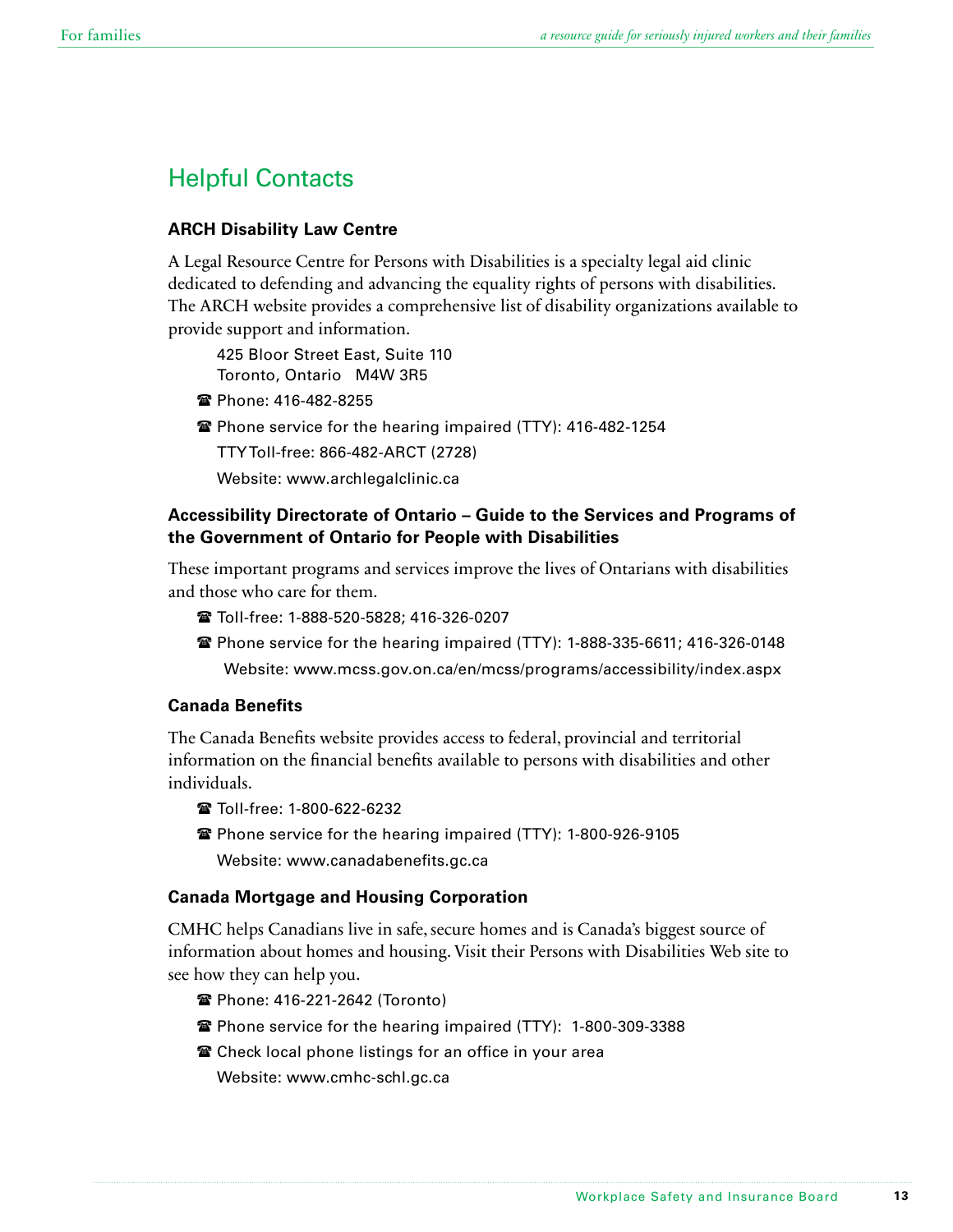## Helpful Contacts

### ARCH Disability Law Centre

A Legal Resource Centre for Persons with Disabilities is a specialty legal aid clinic dedicated to defending and advancing the equality rights of persons with disabilities. The ARCH website provides a comprehensive list of disability organizations available to provide support and information.

425 Bloor Street East, Suite 110
Toronto, Ontario M4W 3R5

☎ Phone: 416-482-8255

☎ Phone service for the hearing impaired (TTY): 416-482-1254

TTY Toll-free: 866-482-ARCT (2728)

Website: www.archlegalclinic.ca

### Accessibility Directorate of Ontario – Guide to the Services and Programs of the Government of Ontario for People with Disabilities

These important programs and services improve the lives of Ontarians with disabilities and those who care for them.

☎ Toll-free: 1-888-520-5828; 416-326-0207

☎ Phone service for the hearing impaired (TTY): 1-888-335-6611; 416-326-0148

Website: www.mcss.gov.on.ca/en/mcss/programs/accessibility/index.aspx

### Canada Benefits

The Canada Benefits website provides access to federal, provincial and territorial information on the financial benefits available to persons with disabilities and other individuals.

☎ Toll-free: 1-800-622-6232

☎ Phone service for the hearing impaired (TTY): 1-800-926-9105

Website: www.canadabenefits.gc.ca

### Canada Mortgage and Housing Corporation

CMHC helps Canadians live in safe, secure homes and is Canada's biggest source of information about homes and housing. Visit their Persons with Disabilities Web site to see how they can help you.

☎ Phone: 416-221-2642 (Toronto)

☎ Phone service for the hearing impaired (TTY): 1-800-309-3388

☎ Check local phone listings for an office in your area

Website: www.cmhc-schl.gc.ca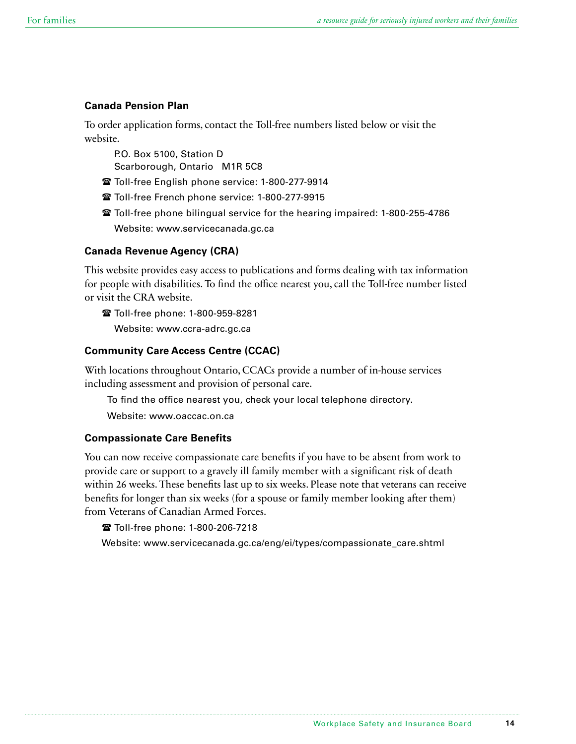### Canada Pension Plan

To order application forms, contact the Toll-free numbers listed below or visit the website.

P.O. Box 5100, Station D
Scarborough, Ontario M1R 5C8

☎ Toll-free English phone service: 1-800-277-9914

☎ Toll-free French phone service: 1-800-277-9915

☎ Toll-free phone bilingual service for the hearing impaired: 1-800-255-4786

Website: www.servicecanada.gc.ca

### Canada Revenue Agency (CRA)

This website provides easy access to publications and forms dealing with tax information for people with disabilities. To find the office nearest you, call the Toll-free number listed or visit the CRA website.

☎ Toll-free phone: 1-800-959-8281

Website: www.ccra-adrc.gc.ca

### Community Care Access Centre (CCAC)

With locations throughout Ontario, CCACs provide a number of in-house services including assessment and provision of personal care.

To find the office nearest you, check your local telephone directory.

Website: www.oaccac.on.ca

### Compassionate Care Benefits

You can now receive compassionate care benefits if you have to be absent from work to provide care or support to a gravely ill family member with a significant risk of death within 26 weeks. These benefits last up to six weeks. Please note that veterans can receive benefits for longer than six weeks (for a spouse or family member looking after them) from Veterans of Canadian Armed Forces.

☎ Toll-free phone: 1-800-206-7218

Website: www.servicecanada.gc.ca/eng/ei/types/compassionate_care.shtml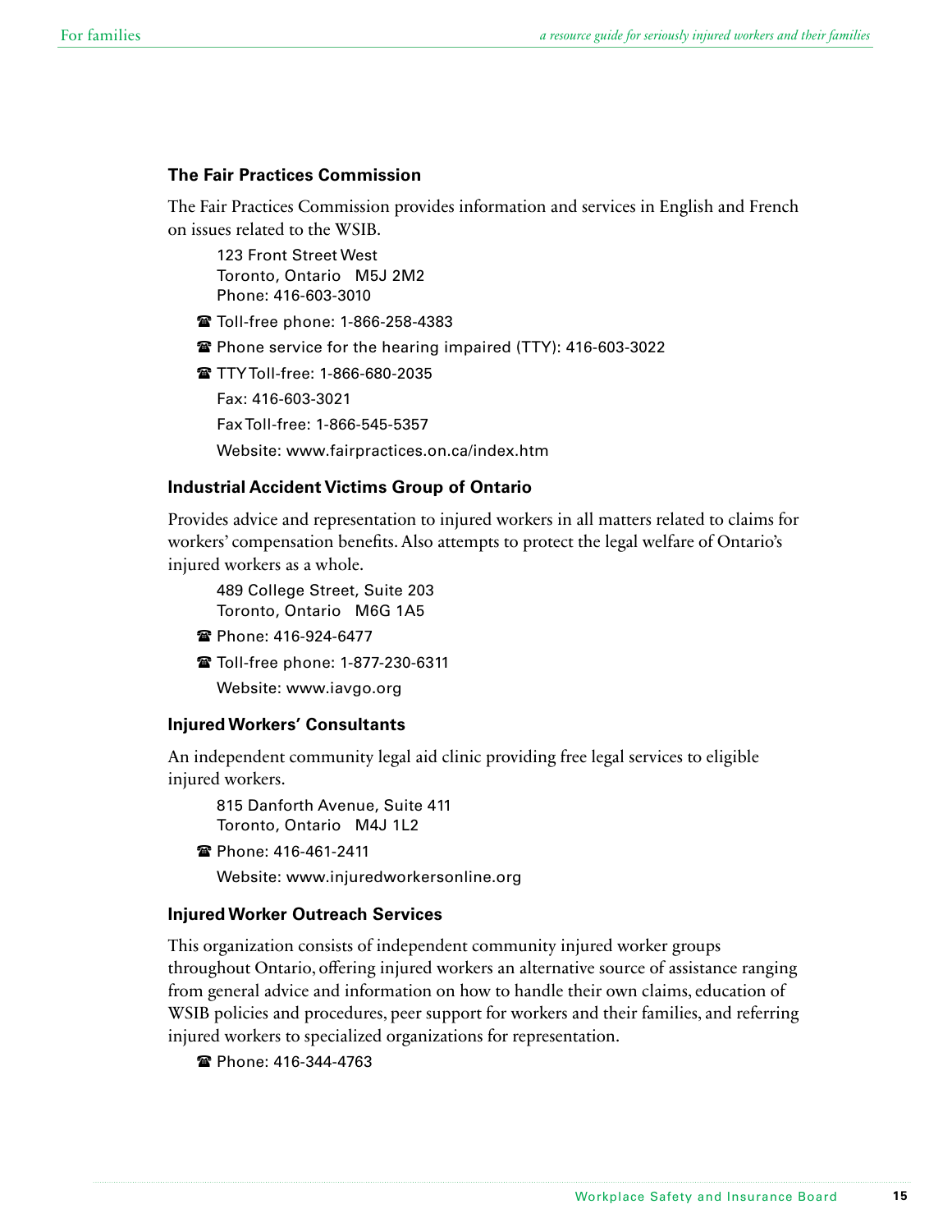### The Fair Practices Commission

The Fair Practices Commission provides information and services in English and French on issues related to the WSIB.

123 Front Street West
Toronto, Ontario M5J 2M2
Phone: 416-603-3010

☎ Toll-free phone: 1-866-258-4383

☎ Phone service for the hearing impaired (TTY): 416-603-3022

☎ TTY Toll-free: 1-866-680-2035

Fax: 416-603-3021

Fax Toll-free: 1-866-545-5357

Website: www.fairpractices.on.ca/index.htm

### Industrial Accident Victims Group of Ontario

Provides advice and representation to injured workers in all matters related to claims for workers' compensation benefits. Also attempts to protect the legal welfare of Ontario's injured workers as a whole.

489 College Street, Suite 203
Toronto, Ontario M6G 1A5

☎ Phone: 416-924-6477

☎ Toll-free phone: 1-877-230-6311

Website: www.iavgo.org

### Injured Workers' Consultants

An independent community legal aid clinic providing free legal services to eligible injured workers.

815 Danforth Avenue, Suite 411
Toronto, Ontario M4J 1L2

☎ Phone: 416-461-2411

Website: www.injuredworkersonline.org

### Injured Worker Outreach Services

This organization consists of independent community injured worker groups throughout Ontario, offering injured workers an alternative source of assistance ranging from general advice and information on how to handle their own claims, education of WSIB policies and procedures, peer support for workers and their families, and referring injured workers to specialized organizations for representation.

☎ Phone: 416-344-4763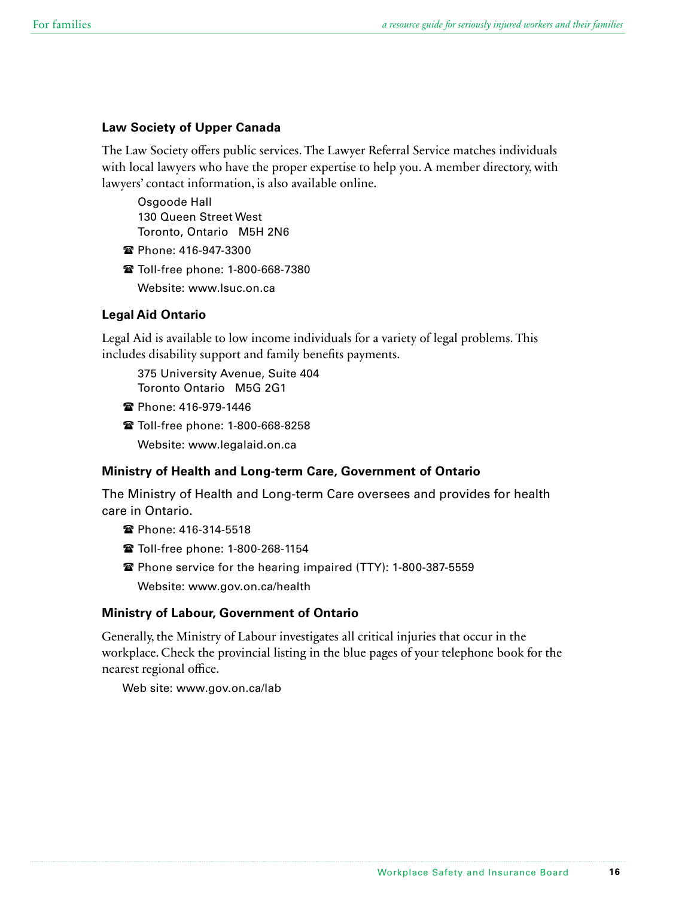### Law Society of Upper Canada

The Law Society offers public services. The Lawyer Referral Service matches individuals with local lawyers who have the proper expertise to help you. A member directory, with lawyers' contact information, is also available online.

Osgoode Hall
130 Queen Street West
Toronto, Ontario M5H 2N6

☎ Phone: 416-947-3300

☎ Toll-free phone: 1-800-668-7380

Website: www.lsuc.on.ca

### Legal Aid Ontario

Legal Aid is available to low income individuals for a variety of legal problems. This includes disability support and family benefits payments.

375 University Avenue, Suite 404
Toronto Ontario M5G 2G1

☎ Phone: 416-979-1446

☎ Toll-free phone: 1-800-668-8258

Website: www.legalaid.on.ca

### Ministry of Health and Long-term Care, Government of Ontario

The Ministry of Health and Long-term Care oversees and provides for health care in Ontario.

☎ Phone: 416-314-5518

☎ Toll-free phone: 1-800-268-1154

☎ Phone service for the hearing impaired (TTY): 1-800-387-5559

Website: www.gov.on.ca/health

### Ministry of Labour, Government of Ontario

Generally, the Ministry of Labour investigates all critical injuries that occur in the workplace. Check the provincial listing in the blue pages of your telephone book for the nearest regional office.

Web site: www.gov.on.ca/lab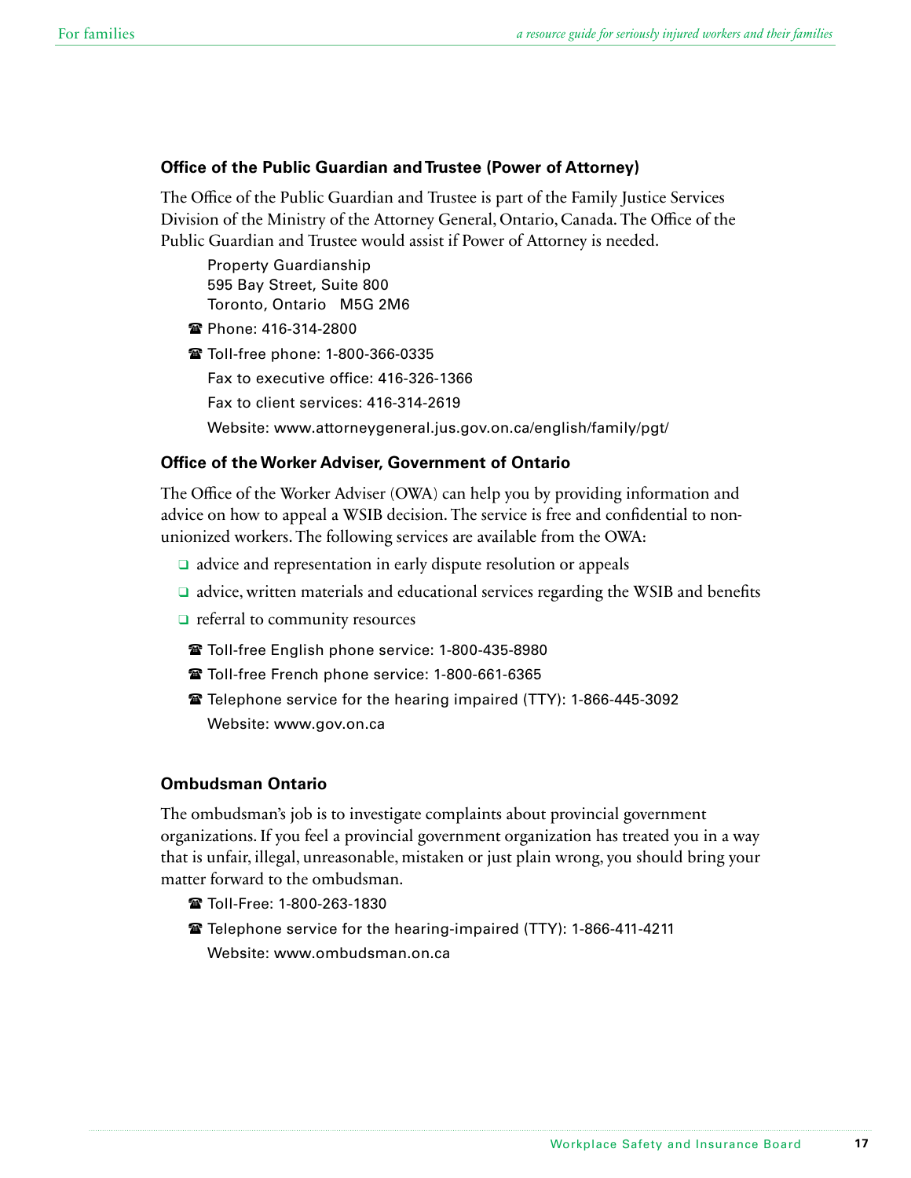### Office of the Public Guardian and Trustee (Power of Attorney)

The Office of the Public Guardian and Trustee is part of the Family Justice Services Division of the Ministry of the Attorney General, Ontario, Canada. The Office of the Public Guardian and Trustee would assist if Power of Attorney is needed.

Property Guardianship
595 Bay Street, Suite 800
Toronto, Ontario M5G 2M6

☎ Phone: 416-314-2800

☎ Toll-free phone: 1-800-366-0335

Fax to executive office: 416-326-1366

Fax to client services: 416-314-2619

Website: www.attorneygeneral.jus.gov.on.ca/english/family/pgt/

### Office of the Worker Adviser, Government of Ontario

The Office of the Worker Adviser (OWA) can help you by providing information and advice on how to appeal a WSIB decision. The service is free and confidential to non-unionized workers. The following services are available from the OWA:

- advice and representation in early dispute resolution or appeals
- advice, written materials and educational services regarding the WSIB and benefits
- referral to community resources

☎ Toll-free English phone service: 1-800-435-8980

☎ Toll-free French phone service: 1-800-661-6365

☎ Telephone service for the hearing impaired (TTY): 1-866-445-3092

Website: www.gov.on.ca

### Ombudsman Ontario

The ombudsman's job is to investigate complaints about provincial government organizations. If you feel a provincial government organization has treated you in a way that is unfair, illegal, unreasonable, mistaken or just plain wrong, you should bring your matter forward to the ombudsman.

☎ Toll-Free: 1-800-263-1830

☎ Telephone service for the hearing-impaired (TTY): 1-866-411-4211

Website: www.ombudsman.on.ca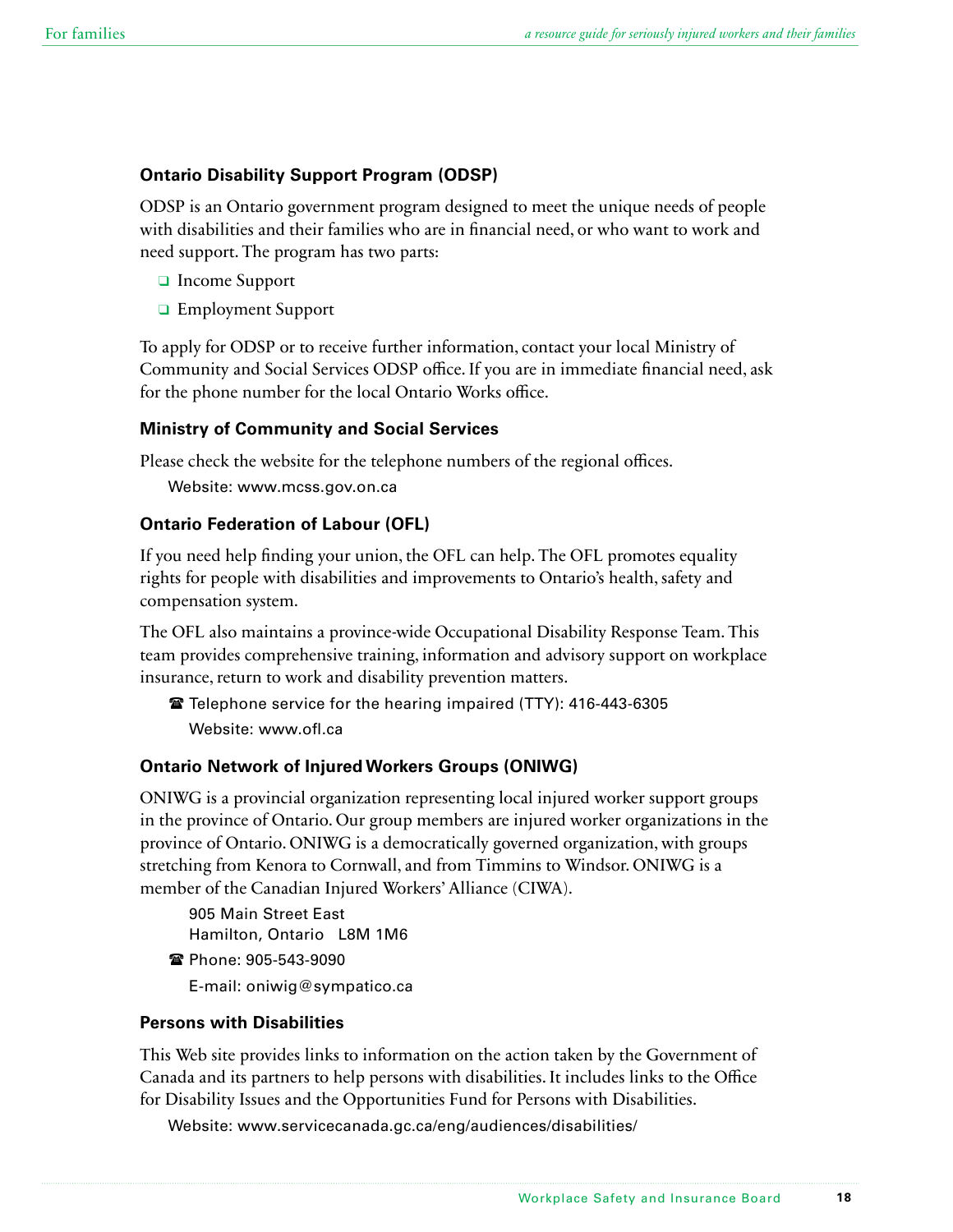### Ontario Disability Support Program (ODSP)

ODSP is an Ontario government program designed to meet the unique needs of people with disabilities and their families who are in financial need, or who want to work and need support. The program has two parts:

- Income Support
- Employment Support

To apply for ODSP or to receive further information, contact your local Ministry of Community and Social Services ODSP office. If you are in immediate financial need, ask for the phone number for the local Ontario Works office.

### Ministry of Community and Social Services

Please check the website for the telephone numbers of the regional offices.

Website: www.mcss.gov.on.ca

### Ontario Federation of Labour (OFL)

If you need help finding your union, the OFL can help. The OFL promotes equality rights for people with disabilities and improvements to Ontario's health, safety and compensation system.

The OFL also maintains a province-wide Occupational Disability Response Team. This team provides comprehensive training, information and advisory support on workplace insurance, return to work and disability prevention matters.

☎ Telephone service for the hearing impaired (TTY): 416-443-6305
Website: www.ofl.ca

### Ontario Network of Injured Workers Groups (ONIWG)

ONIWG is a provincial organization representing local injured worker support groups in the province of Ontario. Our group members are injured worker organizations in the province of Ontario. ONIWG is a democratically governed organization, with groups stretching from Kenora to Cornwall, and from Timmins to Windsor. ONIWG is a member of the Canadian Injured Workers' Alliance (CIWA).

905 Main Street East
Hamilton, Ontario L8M 1M6

☎ Phone: 905-543-9090
E-mail: oniwig@sympatico.ca

### Persons with Disabilities

This Web site provides links to information on the action taken by the Government of Canada and its partners to help persons with disabilities. It includes links to the Office for Disability Issues and the Opportunities Fund for Persons with Disabilities.

Website: www.servicecanada.gc.ca/eng/audiences/disabilities/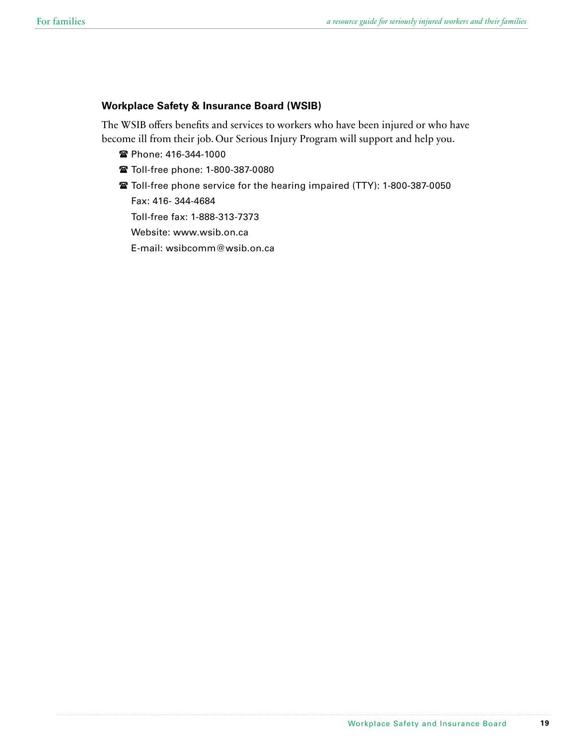### Workplace Safety & Insurance Board (WSIB)

The WSIB offers benefits and services to workers who have been injured or who have become ill from their job. Our Serious Injury Program will support and help you.

☎ Phone: 416-344-1000

☎ Toll-free phone: 1-800-387-0080

☎ Toll-free phone service for the hearing impaired (TTY): 1-800-387-0050

Fax: 416- 344-4684

Toll-free fax: 1-888-313-7373

Website: www.wsib.on.ca

E-mail: wsibcomm@wsib.on.ca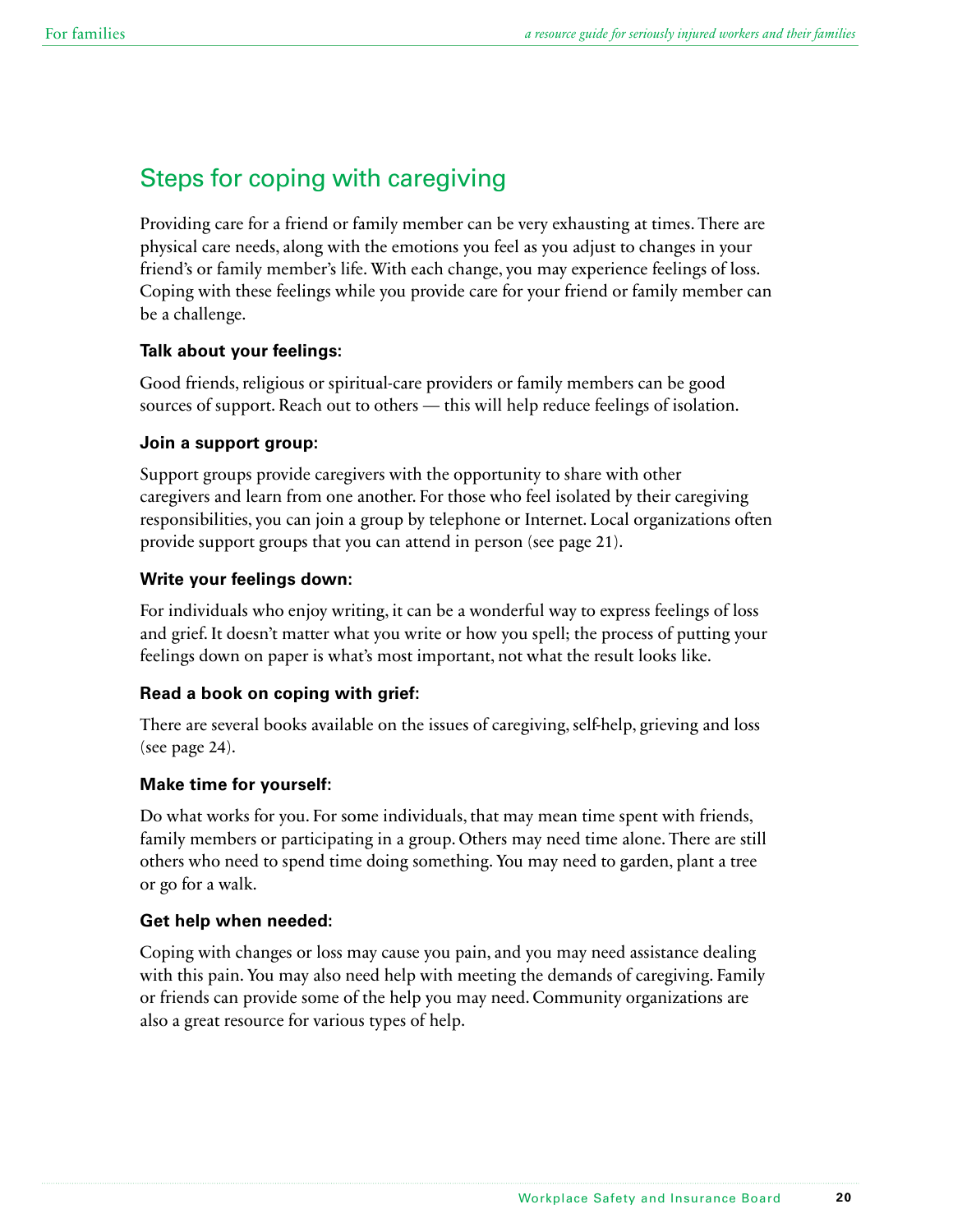## Steps for coping with caregiving

Providing care for a friend or family member can be very exhausting at times. There are physical care needs, along with the emotions you feel as you adjust to changes in your friend's or family member's life. With each change, you may experience feelings of loss. Coping with these feelings while you provide care for your friend or family member can be a challenge.

**Talk about your feelings:**

Good friends, religious or spiritual-care providers or family members can be good sources of support. Reach out to others — this will help reduce feelings of isolation.

**Join a support group:**

Support groups provide caregivers with the opportunity to share with other caregivers and learn from one another. For those who feel isolated by their caregiving responsibilities, you can join a group by telephone or Internet. Local organizations often provide support groups that you can attend in person (see page 21).

**Write your feelings down:**

For individuals who enjoy writing, it can be a wonderful way to express feelings of loss and grief. It doesn't matter what you write or how you spell; the process of putting your feelings down on paper is what's most important, not what the result looks like.

**Read a book on coping with grief:**

There are several books available on the issues of caregiving, self-help, grieving and loss (see page 24).

**Make time for yourself:**

Do what works for you. For some individuals, that may mean time spent with friends, family members or participating in a group. Others may need time alone. There are still others who need to spend time doing something. You may need to garden, plant a tree or go for a walk.

**Get help when needed:**

Coping with changes or loss may cause you pain, and you may need assistance dealing with this pain. You may also need help with meeting the demands of caregiving. Family or friends can provide some of the help you may need. Community organizations are also a great resource for various types of help.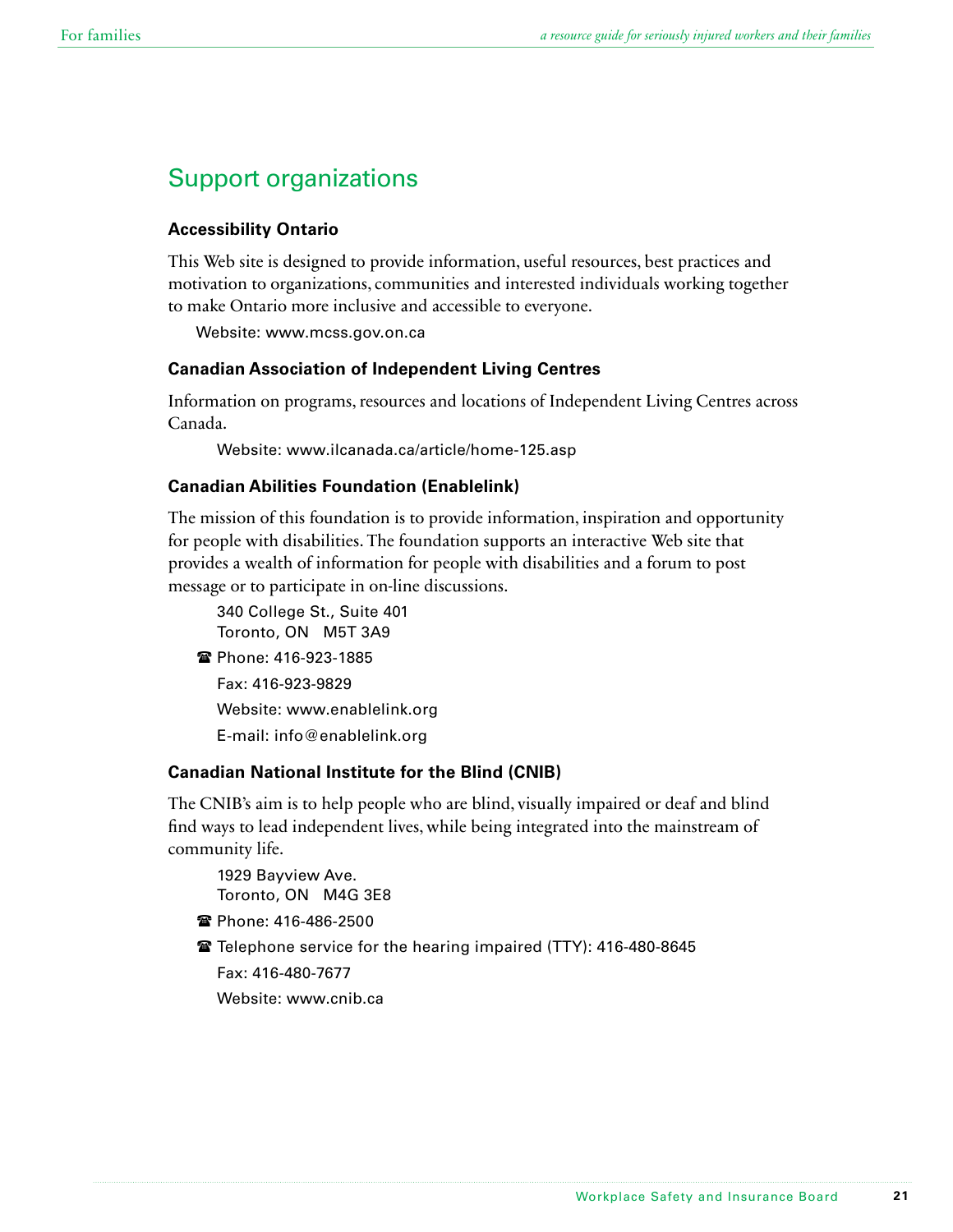## Support organizations

### Accessibility Ontario

This Web site is designed to provide information, useful resources, best practices and motivation to organizations, communities and interested individuals working together to make Ontario more inclusive and accessible to everyone.

Website: www.mcss.gov.on.ca

### Canadian Association of Independent Living Centres

Information on programs, resources and locations of Independent Living Centres across Canada.

Website: www.ilcanada.ca/article/home-125.asp

### Canadian Abilities Foundation (Enablelink)

The mission of this foundation is to provide information, inspiration and opportunity for people with disabilities. The foundation supports an interactive Web site that provides a wealth of information for people with disabilities and a forum to post message or to participate in on-line discussions.

340 College St., Suite 401
Toronto, ON M5T 3A9

☎ Phone: 416-923-1885

Fax: 416-923-9829

Website: www.enablelink.org

E-mail: info@enablelink.org

### Canadian National Institute for the Blind (CNIB)

The CNIB's aim is to help people who are blind, visually impaired or deaf and blind find ways to lead independent lives, while being integrated into the mainstream of community life.

1929 Bayview Ave.
Toronto, ON M4G 3E8

☎ Phone: 416-486-2500

☎ Telephone service for the hearing impaired (TTY): 416-480-8645

Fax: 416-480-7677

Website: www.cnib.ca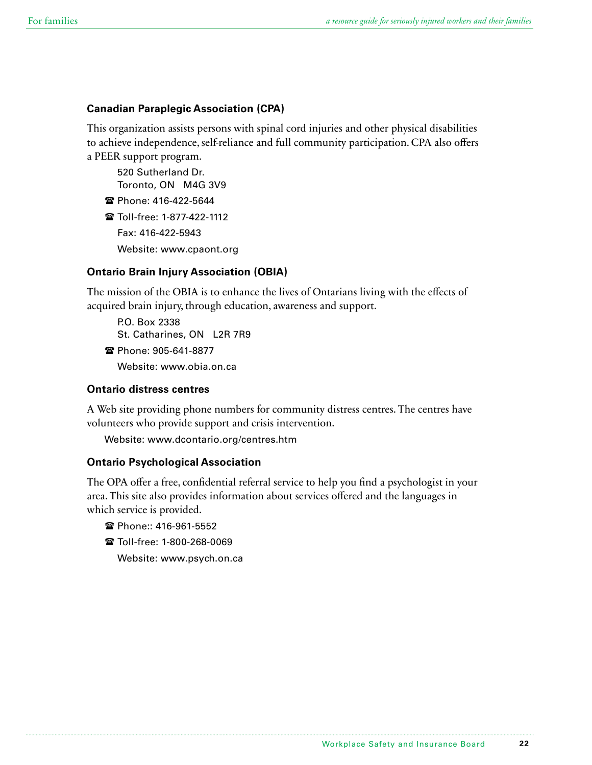### Canadian Paraplegic Association (CPA)

This organization assists persons with spinal cord injuries and other physical disabilities to achieve independence, self-reliance and full community participation. CPA also offers a PEER support program.

520 Sutherland Dr.  
Toronto, ON M4G 3V9

☎ Phone: 416-422-5644

☎ Toll-free: 1-877-422-1112

Fax: 416-422-5943

Website: www.cpaont.org

### Ontario Brain Injury Association (OBIA)

The mission of the OBIA is to enhance the lives of Ontarians living with the effects of acquired brain injury, through education, awareness and support.

P.O. Box 2338  
St. Catharines, ON L2R 7R9

☎ Phone: 905-641-8877

Website: www.obia.on.ca

### Ontario distress centres

A Web site providing phone numbers for community distress centres. The centres have volunteers who provide support and crisis intervention.

Website: www.dcontario.org/centres.htm

### Ontario Psychological Association

The OPA offer a free, confidential referral service to help you find a psychologist in your area. This site also provides information about services offered and the languages in which service is provided.

☎ Phone:: 416-961-5552

☎ Toll-free: 1-800-268-0069

Website: www.psych.on.ca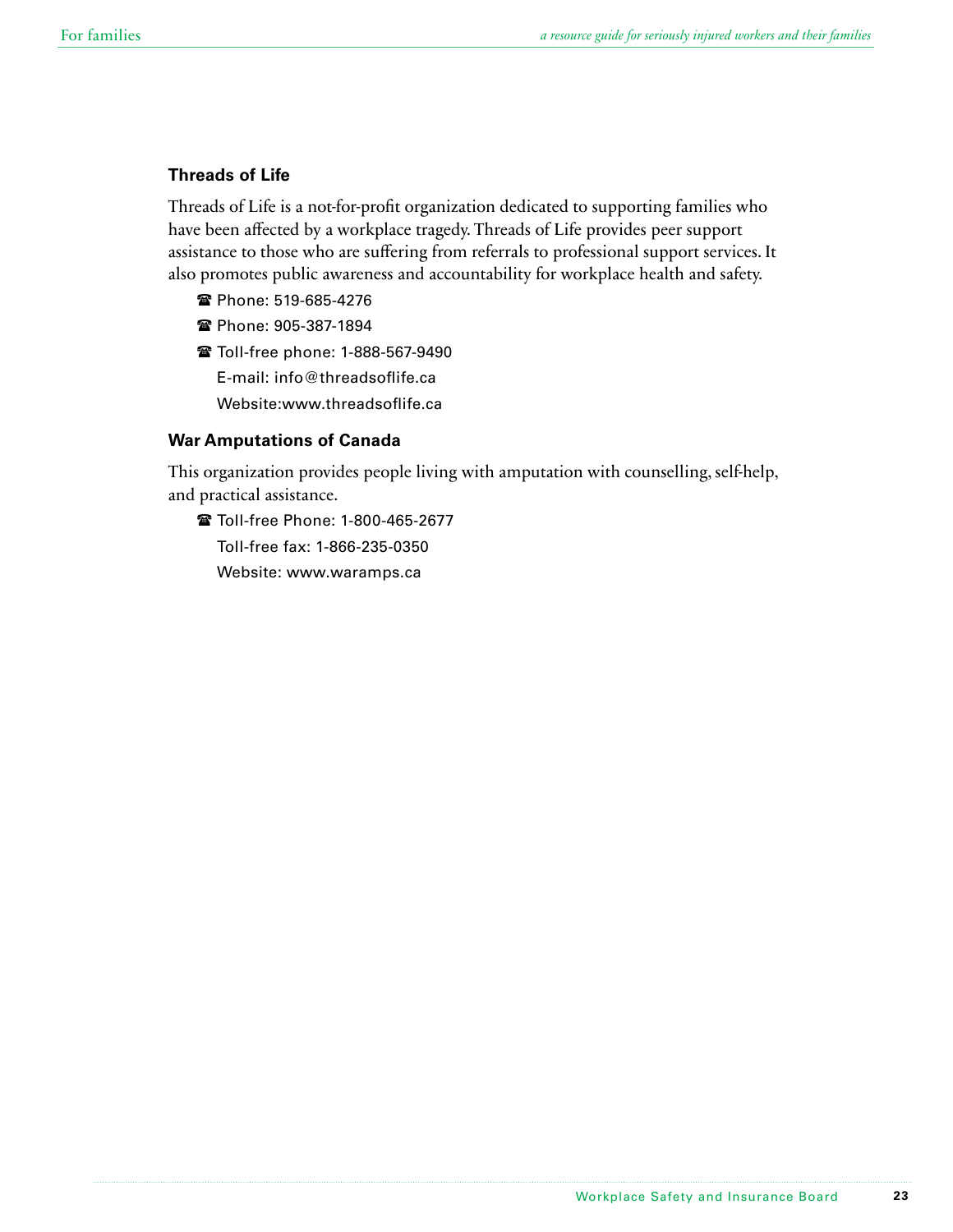### Threads of Life

Threads of Life is a not-for-profit organization dedicated to supporting families who have been affected by a workplace tragedy. Threads of Life provides peer support assistance to those who are suffering from referrals to professional support services. It also promotes public awareness and accountability for workplace health and safety.

☎ Phone: 519-685-4276

☎ Phone: 905-387-1894

☎ Toll-free phone: 1-888-567-9490

E-mail: info@threadsoflife.ca

Website:www.threadsoflife.ca

### War Amputations of Canada

This organization provides people living with amputation with counselling, self-help, and practical assistance.

☎ Toll-free Phone: 1-800-465-2677

Toll-free fax: 1-866-235-0350

Website: www.waramps.ca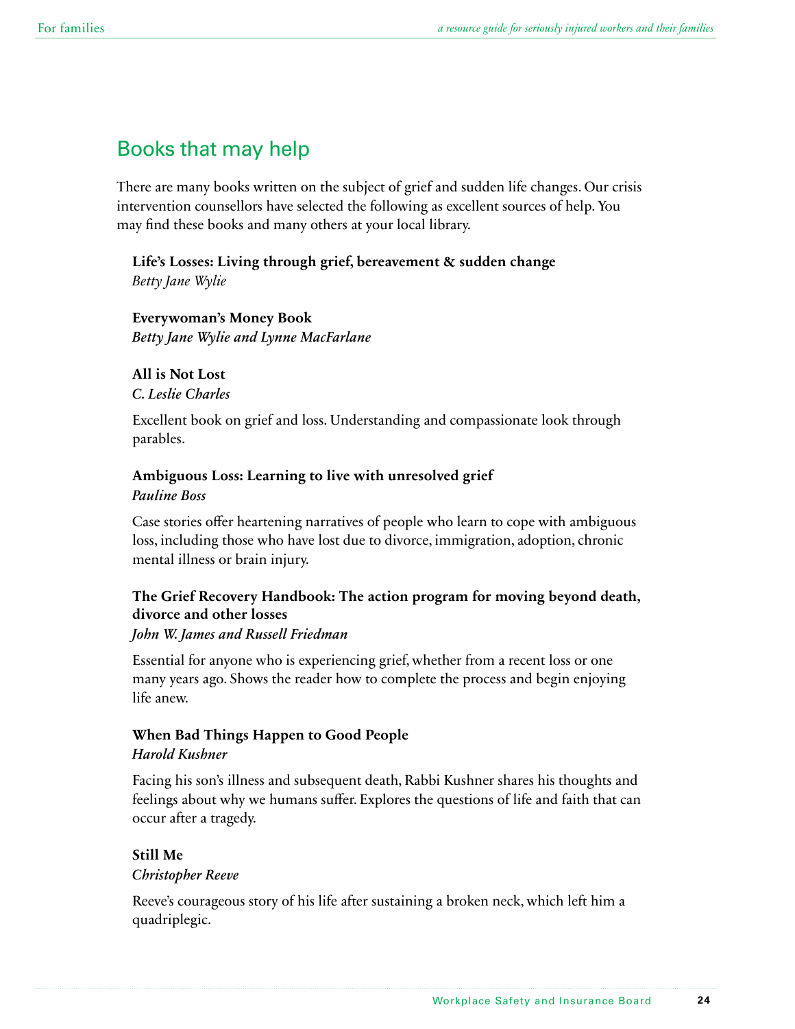## Books that may help

There are many books written on the subject of grief and sudden life changes. Our crisis intervention counsellors have selected the following as excellent sources of help. You may find these books and many others at your local library.

**Life's Losses: Living through grief, bereavement & sudden change**
*Betty Jane Wylie*

**Everywoman's Money Book**
*Betty Jane Wylie and Lynne MacFarlane*

**All is Not Lost**
*C. Leslie Charles*

Excellent book on grief and loss. Understanding and compassionate look through parables.

**Ambiguous Loss: Learning to live with unresolved grief**
*Pauline Boss*

Case stories offer heartening narratives of people who learn to cope with ambiguous loss, including those who have lost due to divorce, immigration, adoption, chronic mental illness or brain injury.

**The Grief Recovery Handbook: The action program for moving beyond death, divorce and other losses**
*John W. James and Russell Friedman*

Essential for anyone who is experiencing grief, whether from a recent loss or one many years ago. Shows the reader how to complete the process and begin enjoying life anew.

**When Bad Things Happen to Good People**
*Harold Kushner*

Facing his son's illness and subsequent death, Rabbi Kushner shares his thoughts and feelings about why we humans suffer. Explores the questions of life and faith that can occur after a tragedy.

**Still Me**
*Christopher Reeve*

Reeve's courageous story of his life after sustaining a broken neck, which left him a quadriplegic.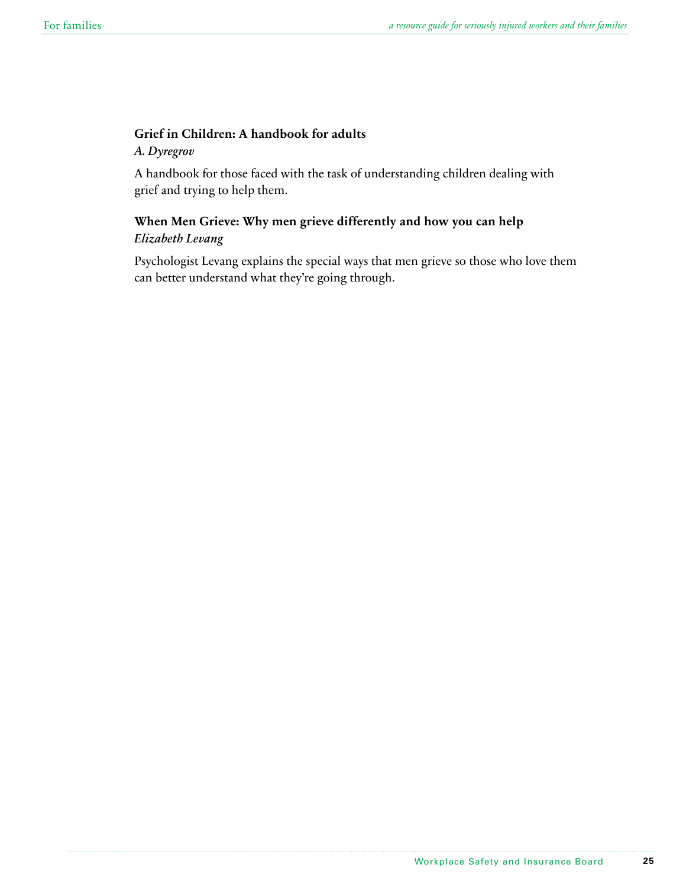**Grief in Children: A handbook for adults**
*A. Dyregrov*

A handbook for those faced with the task of understanding children dealing with grief and trying to help them.

**When Men Grieve: Why men grieve differently and how you can help**
*Elizabeth Levang*

Psychologist Levang explains the special ways that men grieve so those who love them can better understand what they're going through.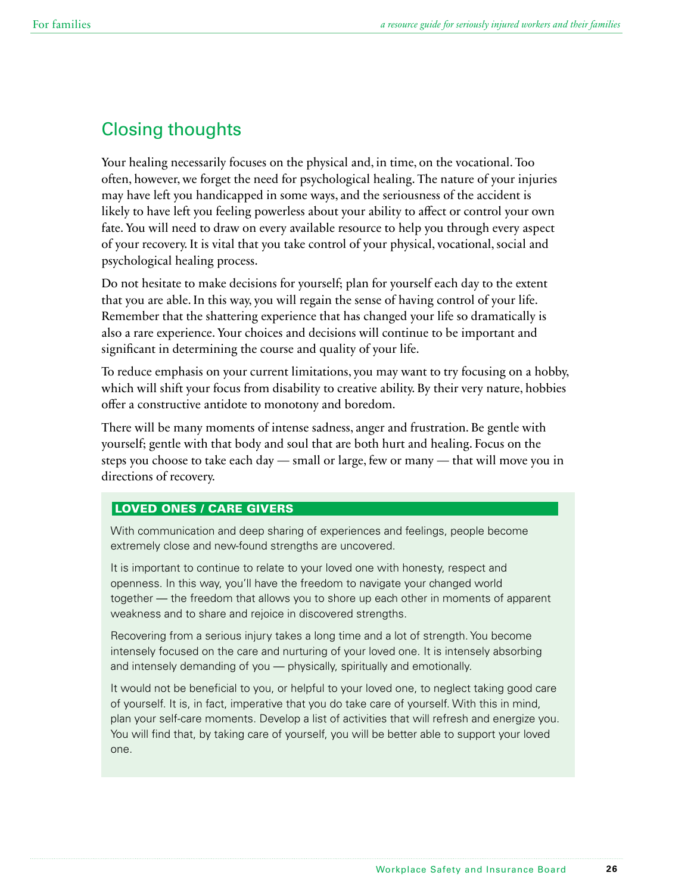## Closing thoughts

Your healing necessarily focuses on the physical and, in time, on the vocational. Too often, however, we forget the need for psychological healing. The nature of your injuries may have left you handicapped in some ways, and the seriousness of the accident is likely to have left you feeling powerless about your ability to affect or control your own fate. You will need to draw on every available resource to help you through every aspect of your recovery. It is vital that you take control of your physical, vocational, social and psychological healing process.

Do not hesitate to make decisions for yourself; plan for yourself each day to the extent that you are able. In this way, you will regain the sense of having control of your life. Remember that the shattering experience that has changed your life so dramatically is also a rare experience. Your choices and decisions will continue to be important and significant in determining the course and quality of your life.

To reduce emphasis on your current limitations, you may want to try focusing on a hobby, which will shift your focus from disability to creative ability. By their very nature, hobbies offer a constructive antidote to monotony and boredom.

There will be many moments of intense sadness, anger and frustration. Be gentle with yourself; gentle with that body and soul that are both hurt and healing. Focus on the steps you choose to take each day — small or large, few or many — that will move you in directions of recovery.

### LOVED ONES / CARE GIVERS

With communication and deep sharing of experiences and feelings, people become extremely close and new-found strengths are uncovered.

It is important to continue to relate to your loved one with honesty, respect and openness. In this way, you'll have the freedom to navigate your changed world together — the freedom that allows you to shore up each other in moments of apparent weakness and to share and rejoice in discovered strengths.

Recovering from a serious injury takes a long time and a lot of strength. You become intensely focused on the care and nurturing of your loved one. It is intensely absorbing and intensely demanding of you — physically, spiritually and emotionally.

It would not be beneficial to you, or helpful to your loved one, to neglect taking good care of yourself. It is, in fact, imperative that you do take care of yourself. With this in mind, plan your self-care moments. Develop a list of activities that will refresh and energize you. You will find that, by taking care of yourself, you will be better able to support your loved one.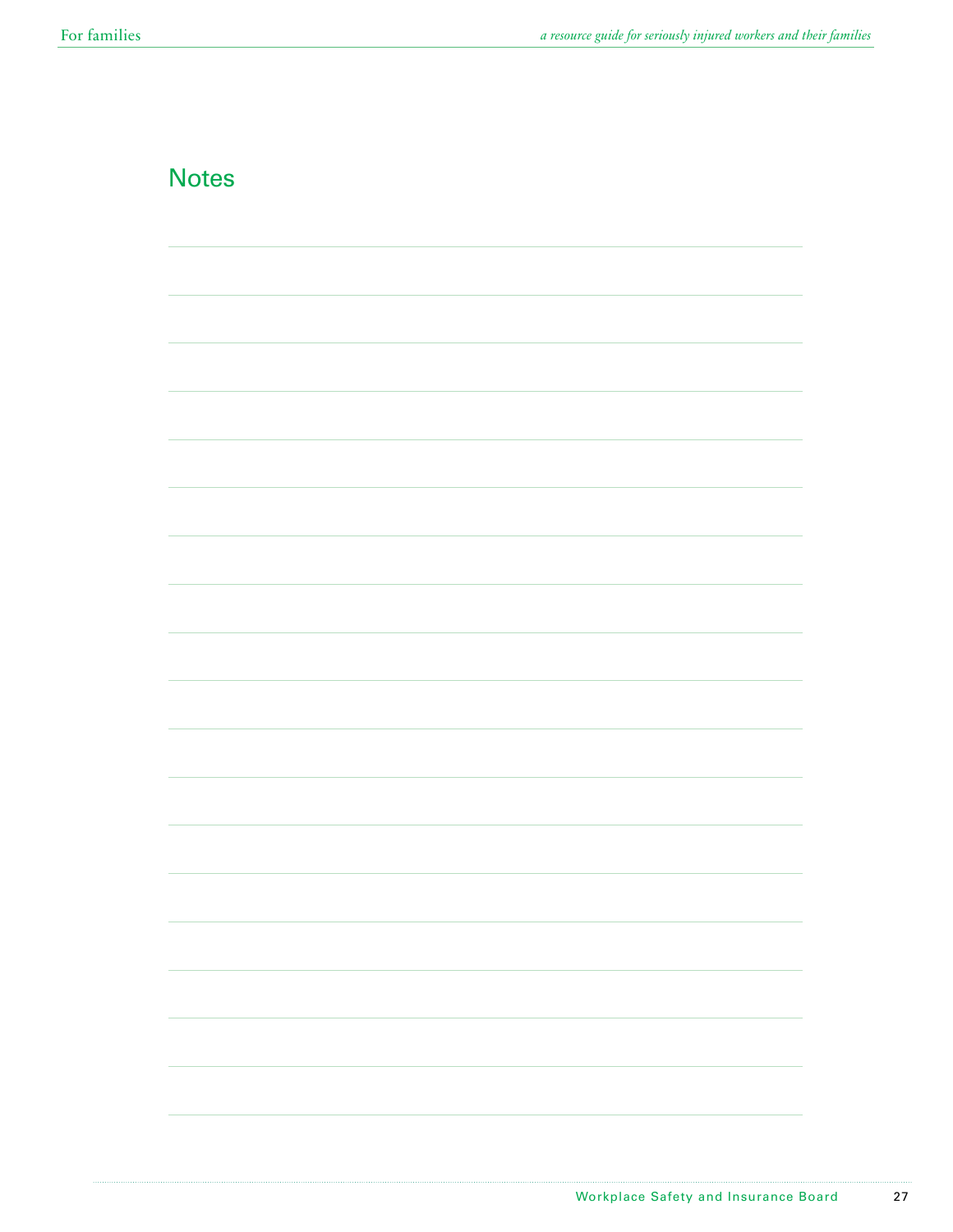## Notes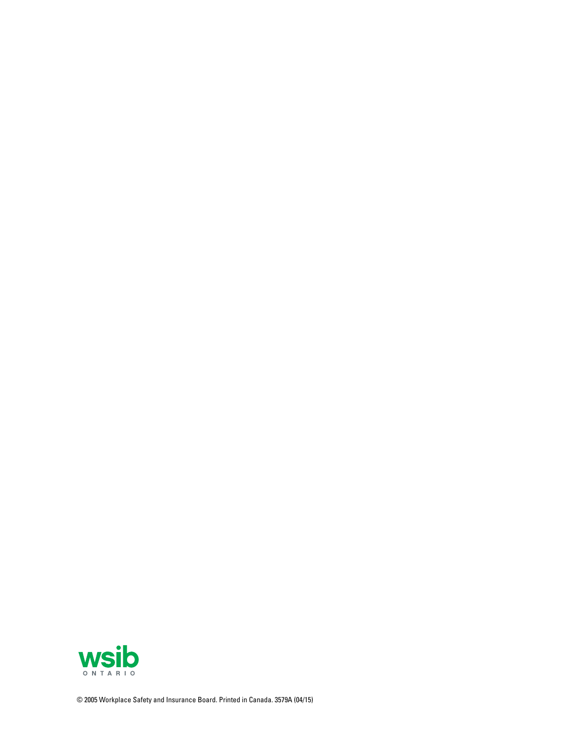wsib

ONTARIO

© 2005 Workplace Safety and Insurance Board. Printed in Canada. 3579A (04/15)